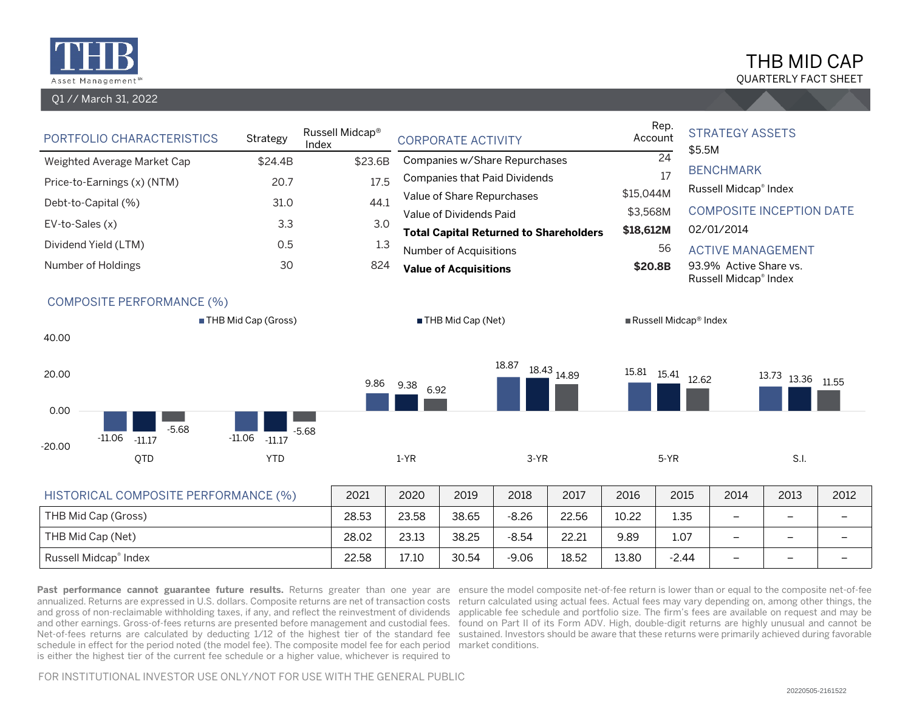# THB MID CAP

QUARTERLY FACT SHEET

Q1 // March 31, 2022

## PORTFOLIO CHARACTERISTICS

| | Strategy | Russell Midcap® Index |
|---|---|---|
| Weighted Average Market Cap | $24.4B | $23.6B |
| Price-to-Earnings (x) (NTM) | 20.7 | 17.5 |
| Debt-to-Capital (%) | 31.0 | 44.1 |
| EV-to-Sales (x) | 3.3 | 3.0 |
| Dividend Yield (LTM) | 0.5 | 1.3 |
| Number of Holdings | 30 | 824 |

## CORPORATE ACTIVITY

| | Rep. Account |
|---|---|
| Companies w/Share Repurchases | 24 |
| Companies that Paid Dividends | 17 |
| Value of Share Repurchases | $15,044M |
| Value of Dividends Paid | $3,568M |
| **Total Capital Returned to Shareholders** | **$18,612M** |
| Number of Acquisitions | 56 |
| **Value of Acquisitions** | **$20.8B** |

## STRATEGY ASSETS

$5.5M

## BENCHMARK

Russell Midcap® Index

## COMPOSITE INCEPTION DATE

02/01/2014

## ACTIVE MANAGEMENT

93.9% Active Share vs. Russell Midcap® Index

## COMPOSITE PERFORMANCE (%)

| | QTD | YTD | 1-YR | 3-YR | 5-YR | S.I. |
|---|---|---|---|---|---|---|
| THB Mid Cap (Gross) | -11.06 | -11.06 | 9.86 | 18.87 | 15.81 | 13.73 |
| THB Mid Cap (Net) | -11.17 | -11.17 | 9.38 | 18.43 | 15.41 | 13.36 |
| Russell Midcap® Index | -5.68 | -5.68 | 6.92 | 14.89 | 12.62 | 11.55 |

## HISTORICAL COMPOSITE PERFORMANCE (%)

| | 2021 | 2020 | 2019 | 2018 | 2017 | 2016 | 2015 | 2014 | 2013 | 2012 |
|---|---|---|---|---|---|---|---|---|---|---|
| THB Mid Cap (Gross) | 28.53 | 23.58 | 38.65 | -8.26 | 22.56 | 10.22 | 1.35 | – | – | – |
| THB Mid Cap (Net) | 28.02 | 23.13 | 38.25 | -8.54 | 22.21 | 9.89 | 1.07 | – | – | – |
| Russell Midcap® Index | 22.58 | 17.10 | 30.54 | -9.06 | 18.52 | 13.80 | -2.44 | – | – | – |

**Past performance cannot guarantee future results.** Returns greater than one year are annualized. Returns are expressed in U.S. dollars. Composite returns are net of transaction costs and gross of non-reclaimable withholding taxes, if any, and reflect the reinvestment of dividends and other earnings. Gross-of-fees returns are presented before management and custodial fees. Net-of-fees returns are calculated by deducting 1/12 of the highest tier of the standard fee schedule in effect for the period noted (the model fee). The composite model fee for each period is either the highest tier of the current fee schedule or a higher value, whichever is required to ensure the model composite net-of-fee return is lower than or equal to the composite net-of-fee return calculated using actual fees. Actual fees may vary depending on, among other things, the applicable fee schedule and portfolio size. The firm's fees are available on request and may be found on Part II of its Form ADV. High, double-digit returns are highly unusual and cannot be sustained. Investors should be aware that these returns were primarily achieved during favorable market conditions.

FOR INSTITUTIONAL INVESTOR USE ONLY/NOT FOR USE WITH THE GENERAL PUBLIC

20220505-2161522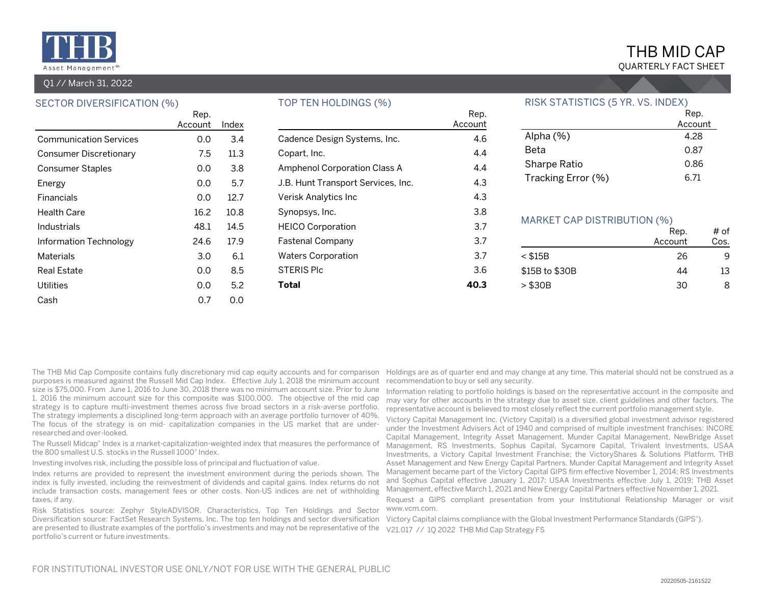# THB MID CAP

QUARTERLY FACT SHEET

Q1 // March 31, 2022

## SECTOR DIVERSIFICATION (%)

| | Rep. Account | Index |
|---|---|---|
| Communication Services | 0.0 | 3.4 |
| Consumer Discretionary | 7.5 | 11.3 |
| Consumer Staples | 0.0 | 3.8 |
| Energy | 0.0 | 5.7 |
| Financials | 0.0 | 12.7 |
| Health Care | 16.2 | 10.8 |
| Industrials | 48.1 | 14.5 |
| Information Technology | 24.6 | 17.9 |
| Materials | 3.0 | 6.1 |
| Real Estate | 0.0 | 8.5 |
| Utilities | 0.0 | 5.2 |
| Cash | 0.7 | 0.0 |

## TOP TEN HOLDINGS (%)

| | Rep. Account |
|---|---|
| Cadence Design Systems, Inc. | 4.6 |
| Copart, Inc. | 4.4 |
| Amphenol Corporation Class A | 4.4 |
| J.B. Hunt Transport Services, Inc. | 4.3 |
| Verisk Analytics Inc | 4.3 |
| Synopsys, Inc. | 3.8 |
| HEICO Corporation | 3.7 |
| Fastenal Company | 3.7 |
| Waters Corporation | 3.7 |
| STERIS Plc | 3.6 |
| **Total** | **40.3** |

## RISK STATISTICS (5 YR. VS. INDEX)

| | Rep. Account |
|---|---|
| Alpha (%) | 4.28 |
| Beta | 0.87 |
| Sharpe Ratio | 0.86 |
| Tracking Error (%) | 6.71 |

## MARKET CAP DISTRIBUTION (%)

| | Rep. Account | # of Cos. |
|---|---|---|
| < $15B | 26 | 9 |
| $15B to $30B | 44 | 13 |
| > $30B | 30 | 8 |

The THB Mid Cap Composite contains fully discretionary mid cap equity accounts and for comparison purposes is measured against the Russell Mid Cap Index. Effective July 1, 2018 the minimum account size is $75,000. From June 1, 2016 to June 30, 2018 there was no minimum account size. Prior to June 1, 2016 the minimum account size for this composite was $100,000. The objective of the mid cap strategy is to capture multi-investment themes across five broad sectors in a risk-averse portfolio. The strategy implements a disciplined long-term approach with an average portfolio turnover of 40%. The focus of the strategy is on mid- capitalization companies in the US market that are under-researched and over-looked.

The Russell Midcap® Index is a market-capitalization-weighted index that measures the performance of the 800 smallest U.S. stocks in the Russell 1000® Index.

Investing involves risk, including the possible loss of principal and fluctuation of value.

Index returns are provided to represent the investment environment during the periods shown. The index is fully invested, including the reinvestment of dividends and capital gains. Index returns do not include transaction costs, management fees or other costs. Non-US indices are net of withholding taxes, if any.

Risk Statistics source: Zephyr StyleADVISOR. Characteristics, Top Ten Holdings and Sector Diversification source: FactSet Research Systems, Inc. The top ten holdings and sector diversification are presented to illustrate examples of the portfolio's investments and may not be representative of the portfolio's current or future investments.

Holdings are as of quarter end and may change at any time. This material should not be construed as a recommendation to buy or sell any security.

Information relating to portfolio holdings is based on the representative account in the composite and may vary for other accounts in the strategy due to asset size, client guidelines and other factors. The representative account is believed to most closely reflect the current portfolio management style.

Victory Capital Management Inc. (Victory Capital) is a diversified global investment advisor registered under the Investment Advisers Act of 1940 and comprised of multiple investment franchises: INCORE Capital Management, Integrity Asset Management, Munder Capital Management, NewBridge Asset Management, RS Investments, Sophus Capital, Sycamore Capital, Trivalent Investments, USAA Investments, a Victory Capital Investment Franchise; the VictoryShares & Solutions Platform, THB Asset Management and New Energy Capital Partners. Munder Capital Management and Integrity Asset Management became part of the Victory Capital GIPS firm effective November 1, 2014; RS Investments and Sophus Capital effective January 1, 2017; USAA Investments effective July 1, 2019; THB Asset Management, effective March 1, 2021 and New Energy Capital Partners effective November 1, 2021.

Request a GIPS compliant presentation from your Institutional Relationship Manager or visit www.vcm.com.

Victory Capital claims compliance with the Global Investment Performance Standards (GIPS®).

V21.017 // 1Q 2022 THB Mid Cap Strategy FS

FOR INSTITUTIONAL INVESTOR USE ONLY/NOT FOR USE WITH THE GENERAL PUBLIC

20220505-2161522